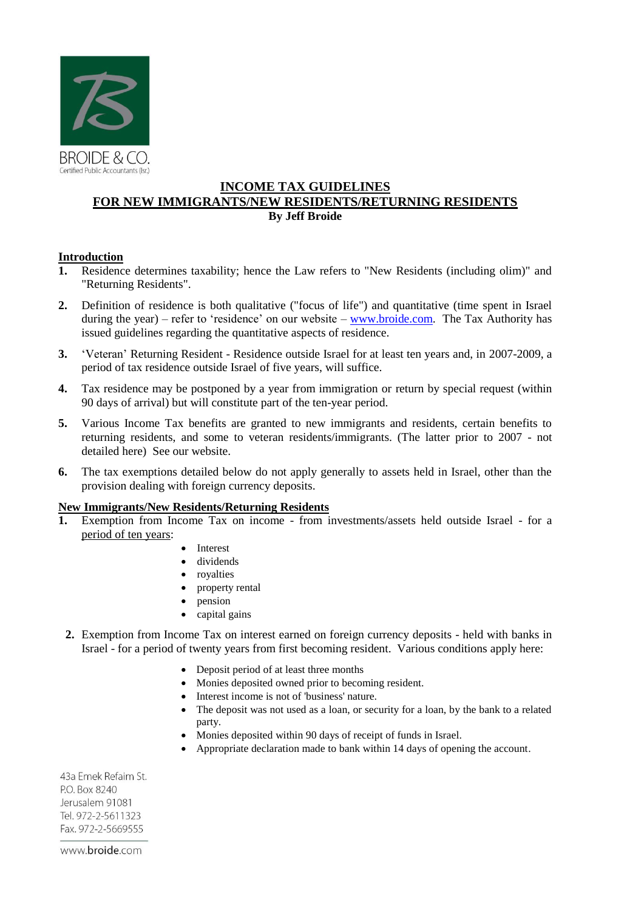BROIDE & CO.
Certified Public Accountants (Isr.)

# INCOME TAX GUIDELINES
# FOR NEW IMMIGRANTS/NEW RESIDENTS/RETURNING RESIDENTS
**By Jeff Broide**

## Introduction

1. Residence determines taxability; hence the Law refers to "New Residents (including olim)" and "Returning Residents".

2. Definition of residence is both qualitative ("focus of life") and quantitative (time spent in Israel during the year) – refer to 'residence' on our website – www.broide.com. The Tax Authority has issued guidelines regarding the quantitative aspects of residence.

3. 'Veteran' Returning Resident - Residence outside Israel for at least ten years and, in 2007-2009, a period of tax residence outside Israel of five years, will suffice.

4. Tax residence may be postponed by a year from immigration or return by special request (within 90 days of arrival) but will constitute part of the ten-year period.

5. Various Income Tax benefits are granted to new immigrants and residents, certain benefits to returning residents, and some to veteran residents/immigrants. (The latter prior to 2007 - not detailed here) See our website.

6. The tax exemptions detailed below do not apply generally to assets held in Israel, other than the provision dealing with foreign currency deposits.

## New Immigrants/New Residents/Returning Residents

1. Exemption from Income Tax on income - from investments/assets held outside Israel - for a period of ten years:
   - Interest
   - dividends
   - royalties
   - property rental
   - pension
   - capital gains

2. Exemption from Income Tax on interest earned on foreign currency deposits - held with banks in Israel - for a period of twenty years from first becoming resident. Various conditions apply here:
   - Deposit period of at least three months
   - Monies deposited owned prior to becoming resident.
   - Interest income is not of 'business' nature.
   - The deposit was not used as a loan, or security for a loan, by the bank to a related party.
   - Monies deposited within 90 days of receipt of funds in Israel.
   - Appropriate declaration made to bank within 14 days of opening the account.

43a Emek Refaim St.
P.O. Box 8240
Jerusalem 91081
Tel. 972-2-5611323
Fax. 972-2-5669555

www.broide.com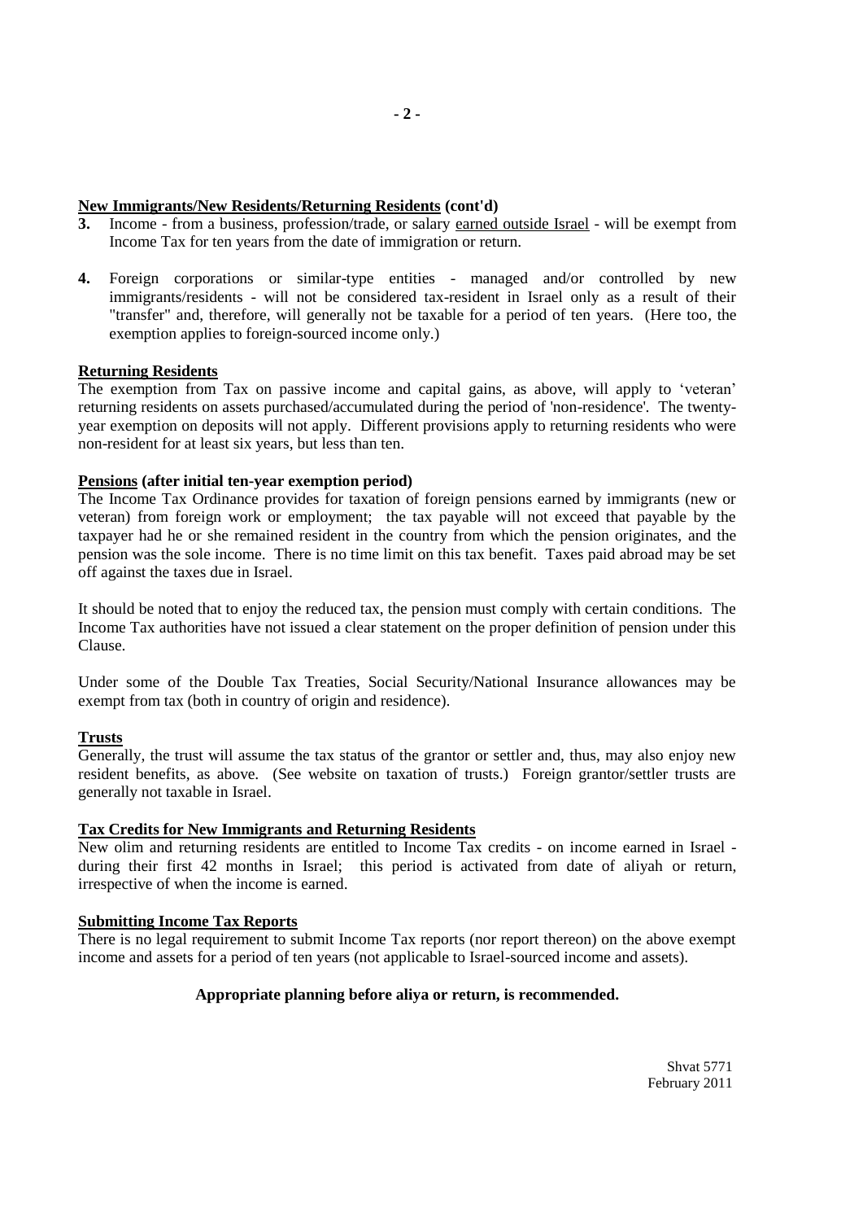**New Immigrants/New Residents/Returning Residents (cont'd)**

3. Income - from a business, profession/trade, or salary earned outside Israel - will be exempt from Income Tax for ten years from the date of immigration or return.

4. Foreign corporations or similar-type entities - managed and/or controlled by new immigrants/residents - will not be considered tax-resident in Israel only as a result of their "transfer" and, therefore, will generally not be taxable for a period of ten years. (Here too, the exemption applies to foreign-sourced income only.)

**Returning Residents**

The exemption from Tax on passive income and capital gains, as above, will apply to 'veteran' returning residents on assets purchased/accumulated during the period of 'non-residence'. The twenty-year exemption on deposits will not apply. Different provisions apply to returning residents who were non-resident for at least six years, but less than ten.

**Pensions (after initial ten-year exemption period)**

The Income Tax Ordinance provides for taxation of foreign pensions earned by immigrants (new or veteran) from foreign work or employment; the tax payable will not exceed that payable by the taxpayer had he or she remained resident in the country from which the pension originates, and the pension was the sole income. There is no time limit on this tax benefit. Taxes paid abroad may be set off against the taxes due in Israel.

It should be noted that to enjoy the reduced tax, the pension must comply with certain conditions. The Income Tax authorities have not issued a clear statement on the proper definition of pension under this Clause.

Under some of the Double Tax Treaties, Social Security/National Insurance allowances may be exempt from tax (both in country of origin and residence).

**Trusts**

Generally, the trust will assume the tax status of the grantor or settler and, thus, may also enjoy new resident benefits, as above. (See website on taxation of trusts.) Foreign grantor/settler trusts are generally not taxable in Israel.

**Tax Credits for New Immigrants and Returning Residents**

New olim and returning residents are entitled to Income Tax credits - on income earned in Israel - during their first 42 months in Israel; this period is activated from date of aliyah or return, irrespective of when the income is earned.

**Submitting Income Tax Reports**

There is no legal requirement to submit Income Tax reports (nor report thereon) on the above exempt income and assets for a period of ten years (not applicable to Israel-sourced income and assets).

**Appropriate planning before aliya or return, is recommended.**

Shvat 5771
February 2011